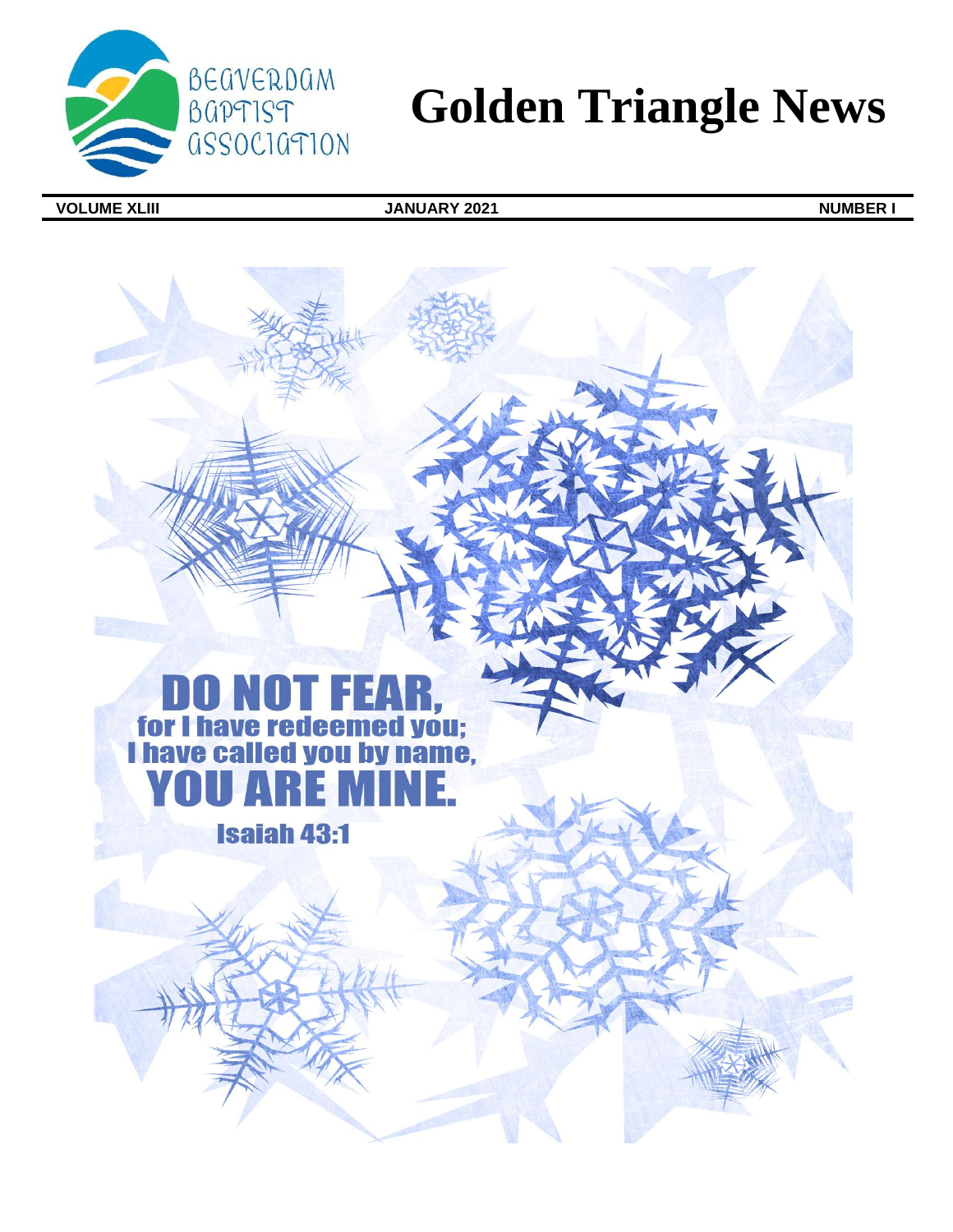Beaverdam Baptist Association

# Golden Triangle News

**VOLUME XLIII** | **JANUARY 2021** | **NUMBER I**

**DO NOT FEAR,**
**for I have redeemed you;**
**I have called you by name,**
**YOU ARE MINE.**

**Isaiah 43:1**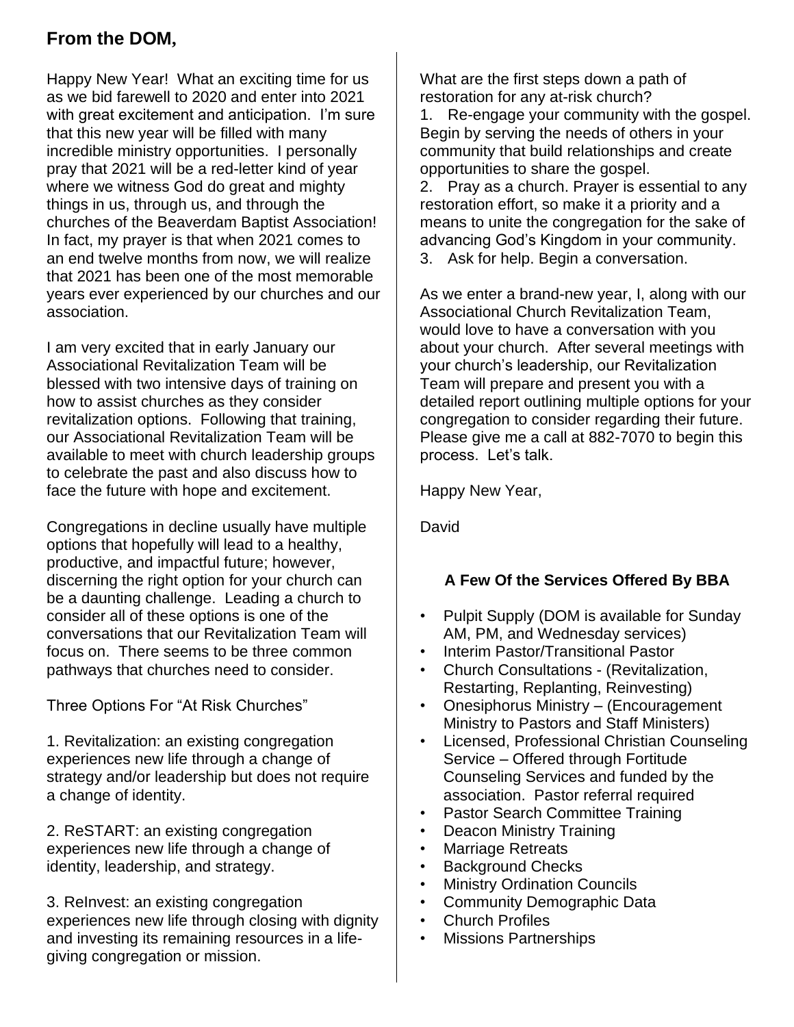## From the DOM,

Happy New Year! What an exciting time for us as we bid farewell to 2020 and enter into 2021 with great excitement and anticipation. I'm sure that this new year will be filled with many incredible ministry opportunities. I personally pray that 2021 will be a red-letter kind of year where we witness God do great and mighty things in us, through us, and through the churches of the Beaverdam Baptist Association! In fact, my prayer is that when 2021 comes to an end twelve months from now, we will realize that 2021 has been one of the most memorable years ever experienced by our churches and our association.

I am very excited that in early January our Associational Revitalization Team will be blessed with two intensive days of training on how to assist churches as they consider revitalization options. Following that training, our Associational Revitalization Team will be available to meet with church leadership groups to celebrate the past and also discuss how to face the future with hope and excitement.

Congregations in decline usually have multiple options that hopefully will lead to a healthy, productive, and impactful future; however, discerning the right option for your church can be a daunting challenge. Leading a church to consider all of these options is one of the conversations that our Revitalization Team will focus on. There seems to be three common pathways that churches need to consider.

Three Options For "At Risk Churches"

1. Revitalization: an existing congregation experiences new life through a change of strategy and/or leadership but does not require a change of identity.

2. ReSTART: an existing congregation experiences new life through a change of identity, leadership, and strategy.

3. ReInvest: an existing congregation experiences new life through closing with dignity and investing its remaining resources in a life-giving congregation or mission.

What are the first steps down a path of restoration for any at-risk church?

1. Re-engage your community with the gospel. Begin by serving the needs of others in your community that build relationships and create opportunities to share the gospel.
2. Pray as a church. Prayer is essential to any restoration effort, so make it a priority and a means to unite the congregation for the sake of advancing God's Kingdom in your community.
3. Ask for help. Begin a conversation.

As we enter a brand-new year, I, along with our Associational Church Revitalization Team, would love to have a conversation with you about your church. After several meetings with your church's leadership, our Revitalization Team will prepare and present you with a detailed report outlining multiple options for your congregation to consider regarding their future. Please give me a call at 882-7070 to begin this process. Let's talk.

Happy New Year,

David

### A Few Of the Services Offered By BBA

- Pulpit Supply (DOM is available for Sunday AM, PM, and Wednesday services)
- Interim Pastor/Transitional Pastor
- Church Consultations - (Revitalization, Restarting, Replanting, Reinvesting)
- Onesiphorus Ministry – (Encouragement Ministry to Pastors and Staff Ministers)
- Licensed, Professional Christian Counseling Service – Offered through Fortitude Counseling Services and funded by the association. Pastor referral required
- Pastor Search Committee Training
- Deacon Ministry Training
- Marriage Retreats
- Background Checks
- Ministry Ordination Councils
- Community Demographic Data
- Church Profiles
- Missions Partnerships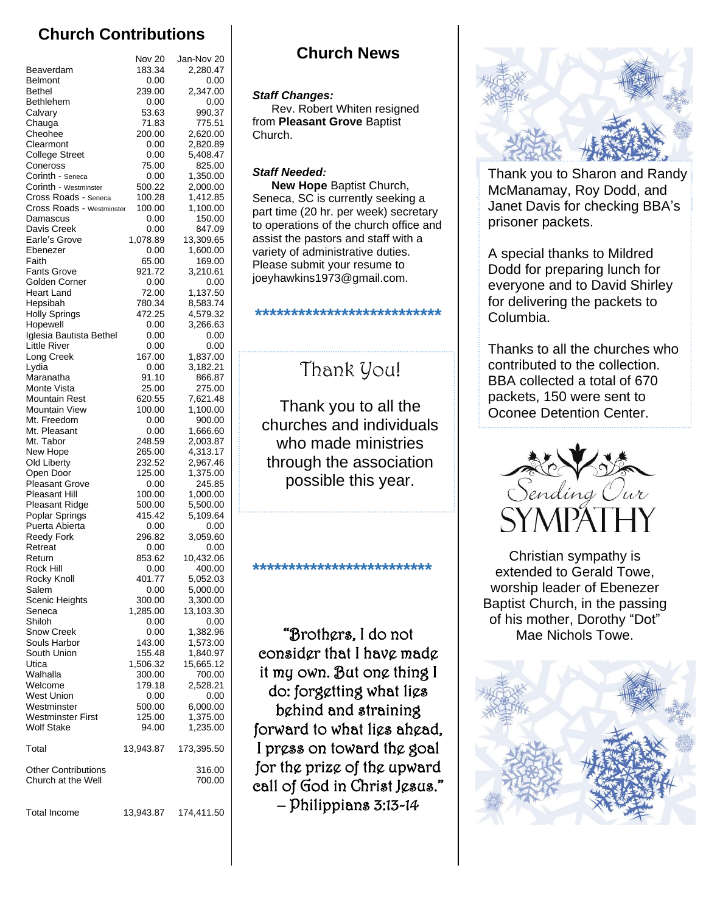## Church Contributions

| | Nov 20 | Jan-Nov 20 |
|---|---|---|
| Beaverdam | 183.34 | 2,280.47 |
| Belmont | 0.00 | 0.00 |
| Bethel | 239.00 | 2,347.00 |
| Bethlehem | 0.00 | 0.00 |
| Calvary | 53.63 | 990.37 |
| Chauga | 71.83 | 775.51 |
| Cheohee | 200.00 | 2,620.00 |
| Clearmont | 0.00 | 2,820.89 |
| College Street | 0.00 | 5,408.47 |
| Coneross | 75.00 | 825.00 |
| Corinth - Seneca | 0.00 | 1,350.00 |
| Corinth - Westminster | 500.22 | 2,000.00 |
| Cross Roads - Seneca | 100.28 | 1,412.85 |
| Cross Roads - Westminster | 100.00 | 1,100.00 |
| Damascus | 0.00 | 150.00 |
| Davis Creek | 0.00 | 847.09 |
| Earle's Grove | 1,078.89 | 13,309.65 |
| Ebenezer | 0.00 | 1,600.00 |
| Faith | 65.00 | 169.00 |
| Fants Grove | 921.72 | 3,210.61 |
| Golden Corner | 0.00 | 0.00 |
| Heart Land | 72.00 | 1,137.50 |
| Hepsibah | 780.34 | 8,583.74 |
| Holly Springs | 472.25 | 4,579.32 |
| Hopewell | 0.00 | 3,266.63 |
| Iglesia Bautista Bethel | 0.00 | 0.00 |
| Little River | 0.00 | 0.00 |
| Long Creek | 167.00 | 1,837.00 |
| Lydia | 0.00 | 3,182.21 |
| Maranatha | 91.10 | 866.87 |
| Monte Vista | 25.00 | 275.00 |
| Mountain Rest | 620.55 | 7,621.48 |
| Mountain View | 100.00 | 1,100.00 |
| Mt. Freedom | 0.00 | 900.00 |
| Mt. Pleasant | 0.00 | 1,666.60 |
| Mt. Tabor | 248.59 | 2,003.87 |
| New Hope | 265.00 | 4,313.17 |
| Old Liberty | 232.52 | 2,967.46 |
| Open Door | 125.00 | 1,375.00 |
| Pleasant Grove | 0.00 | 245.85 |
| Pleasant Hill | 100.00 | 1,000.00 |
| Pleasant Ridge | 500.00 | 5,500.00 |
| Poplar Springs | 415.42 | 5,109.64 |
| Puerta Abierta | 0.00 | 0.00 |
| Reedy Fork | 296.82 | 3,059.60 |
| Retreat | 0.00 | 0.00 |
| Return | 853.62 | 10,432.06 |
| Rock Hill | 0.00 | 400.00 |
| Rocky Knoll | 401.77 | 5,052.03 |
| Salem | 0.00 | 5,000.00 |
| Scenic Heights | 300.00 | 3,300.00 |
| Seneca | 1,285.00 | 13,103.30 |
| Shiloh | 0.00 | 0.00 |
| Snow Creek | 0.00 | 1,382.96 |
| Souls Harbor | 143.00 | 1,573.00 |
| South Union | 155.48 | 1,840.97 |
| Utica | 1,506.32 | 15,665.12 |
| Walhalla | 300.00 | 700.00 |
| Welcome | 179.18 | 2,528.21 |
| West Union | 0.00 | 0.00 |
| Westminster | 500.00 | 6,000.00 |
| Westminster First | 125.00 | 1,375.00 |
| Wolf Stake | 94.00 | 1,235.00 |
| Total | 13,943.87 | 173,395.50 |
| Other Contributions | | 316.00 |
| Church at the Well | | 700.00 |
| Total Income | 13,943.87 | 174,411.50 |

## Church News

***Staff Changes:***

Rev. Robert Whiten resigned from **Pleasant Grove** Baptist Church.

***Staff Needed:***

**New Hope** Baptist Church, Seneca, SC is currently seeking a part time (20 hr. per week) secretary to operations of the church office and assist the pastors and staff with a variety of administrative duties. Please submit your resume to joeyhawkins1973@gmail.com.

***************************

### Thank You!

Thank you to all the churches and individuals who made ministries through the association possible this year.

*************************

"Brothers, I do not consider that I have made it my own. But one thing I do: forgetting what lies behind and straining forward to what lies ahead, I press on toward the goal for the prize of the upward call of God in Christ Jesus." – Philippians 3:13-14

Thank you to Sharon and Randy McManamay, Roy Dodd, and Janet Davis for checking BBA's prisoner packets.

A special thanks to Mildred Dodd for preparing lunch for everyone and to David Shirley for delivering the packets to Columbia.

Thanks to all the churches who contributed to the collection. BBA collected a total of 670 packets, 150 were sent to Oconee Detention Center.

### Sending Our SYMPATHY

Christian sympathy is extended to Gerald Towe, worship leader of Ebenezer Baptist Church, in the passing of his mother, Dorothy "Dot" Mae Nichols Towe.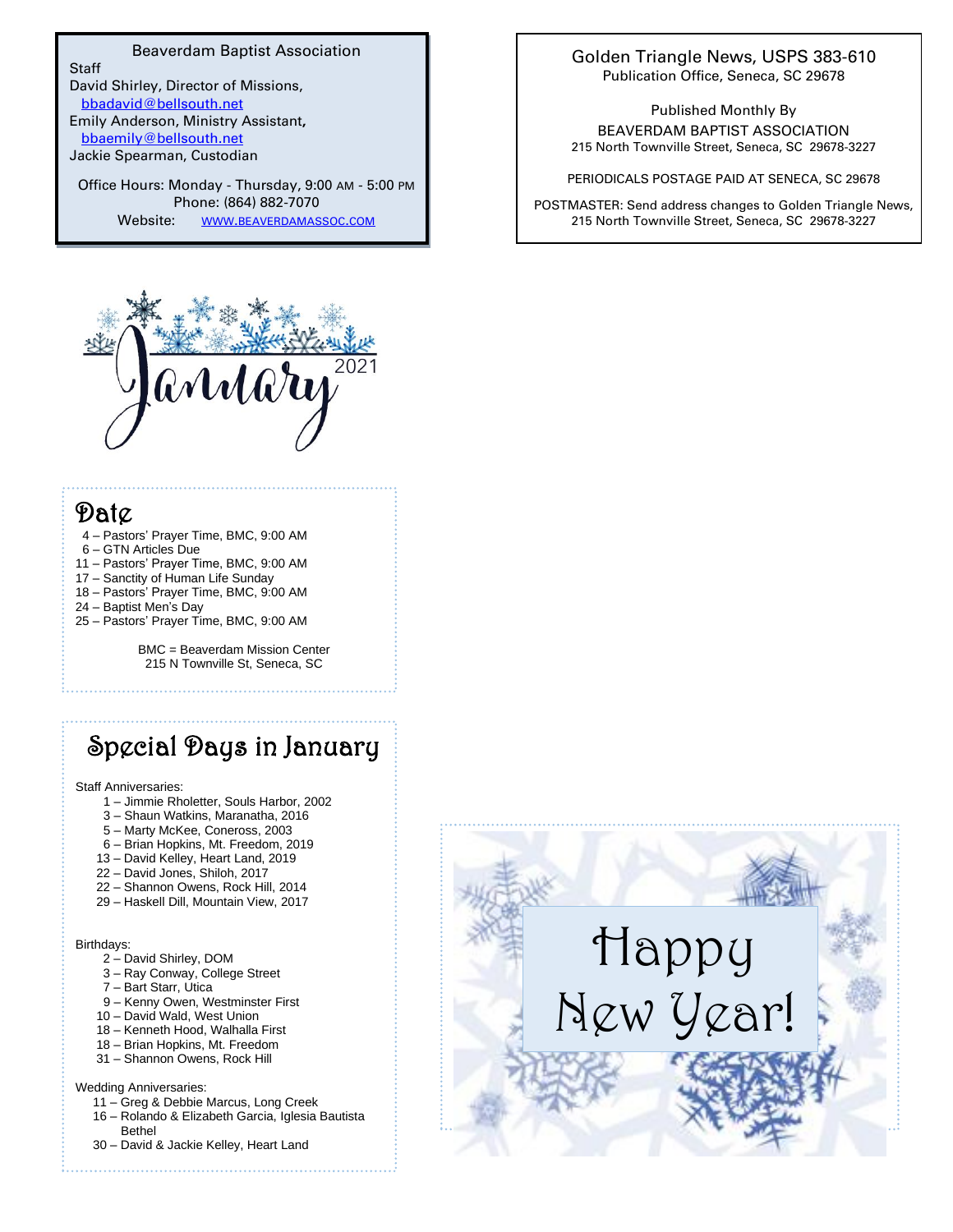Beaverdam Baptist Association

Staff

David Shirley, Director of Missions, bbadavid@bellsouth.net

Emily Anderson, Ministry Assistant, bbaemily@bellsouth.net

Jackie Spearman, Custodian

Office Hours: Monday - Thursday, 9:00 AM - 5:00 PM

Phone: (864) 882-7070

Website: WWW.BEAVERDAMASSOC.COM

Golden Triangle News, USPS 383-610

Publication Office, Seneca, SC 29678

Published Monthly By

BEAVERDAM BAPTIST ASSOCIATION

215 North Townville Street, Seneca, SC 29678-3227

PERIODICALS POSTAGE PAID AT SENECA, SC 29678

POSTMASTER: Send address changes to Golden Triangle News, 215 North Townville Street, Seneca, SC 29678-3227

# January 2021

## Date

- 4 – Pastors' Prayer Time, BMC, 9:00 AM
- 6 – GTN Articles Due
- 11 – Pastors' Prayer Time, BMC, 9:00 AM
- 17 – Sanctity of Human Life Sunday
- 18 – Pastors' Prayer Time, BMC, 9:00 AM
- 24 – Baptist Men's Day
- 25 – Pastors' Prayer Time, BMC, 9:00 AM

BMC = Beaverdam Mission Center
215 N Townville St, Seneca, SC

## Special Days in January

Staff Anniversaries:

- 1 – Jimmie Rholetter, Souls Harbor, 2002
- 3 – Shaun Watkins, Maranatha, 2016
- 5 – Marty McKee, Coneross, 2003
- 6 – Brian Hopkins, Mt. Freedom, 2019
- 13 – David Kelley, Heart Land, 2019
- 22 – David Jones, Shiloh, 2017
- 22 – Shannon Owens, Rock Hill, 2014
- 29 – Haskell Dill, Mountain View, 2017

Birthdays:

- 2 – David Shirley, DOM
- 3 – Ray Conway, College Street
- 7 – Bart Starr, Utica
- 9 – Kenny Owen, Westminster First
- 10 – David Wald, West Union
- 18 – Kenneth Hood, Walhalla First
- 18 – Brian Hopkins, Mt. Freedom
- 31 – Shannon Owens, Rock Hill

Wedding Anniversaries:

- 11 – Greg & Debbie Marcus, Long Creek
- 16 – Rolando & Elizabeth Garcia, Iglesia Bautista Bethel
- 30 – David & Jackie Kelley, Heart Land

Happy New Year!